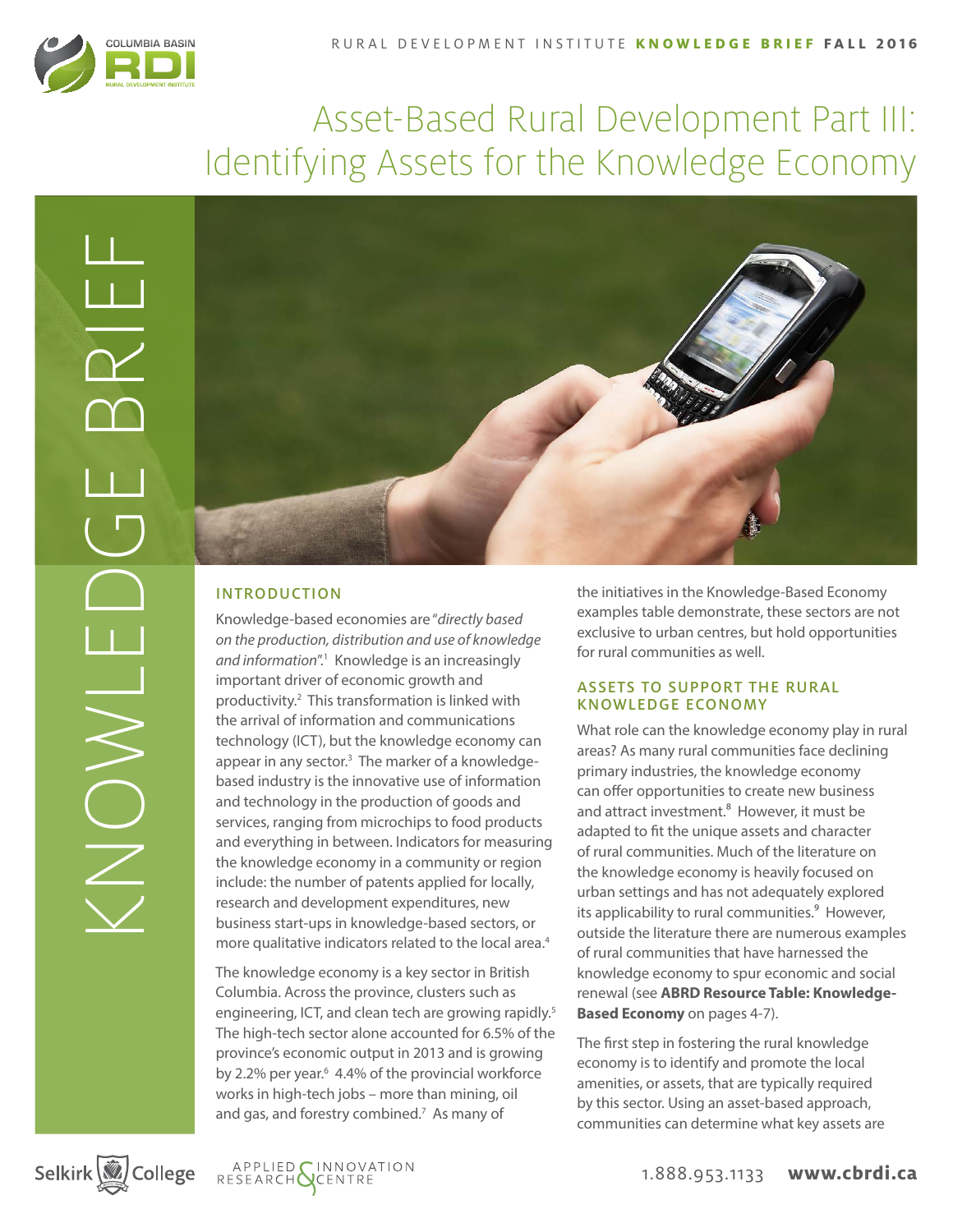# Asset-Based Rural Development Part III: Identifying Assets for the Knowledge Economy

## INTRODUCTION

Knowledge-based economies are "*directly based on the production, distribution and use of knowledge and information*".[1] Knowledge is an increasingly important driver of economic growth and productivity.[2] This transformation is linked with the arrival of information and communications technology (ICT), but the knowledge economy can appear in any sector.[3] The marker of a knowledge-based industry is the innovative use of information and technology in the production of goods and services, ranging from microchips to food products and everything in between. Indicators for measuring the knowledge economy in a community or region include: the number of patents applied for locally, research and development expenditures, new business start-ups in knowledge-based sectors, or more qualitative indicators related to the local area.[4]

The knowledge economy is a key sector in British Columbia. Across the province, clusters such as engineering, ICT, and clean tech are growing rapidly.[5] The high-tech sector alone accounted for 6.5% of the province's economic output in 2013 and is growing by 2.2% per year.[6] 4.4% of the provincial workforce works in high-tech jobs – more than mining, oil and gas, and forestry combined.[7] As many of the initiatives in the Knowledge-Based Economy examples table demonstrate, these sectors are not exclusive to urban centres, but hold opportunities for rural communities as well.

## ASSETS TO SUPPORT THE RURAL KNOWLEDGE ECONOMY

What role can the knowledge economy play in rural areas? As many rural communities face declining primary industries, the knowledge economy can offer opportunities to create new business and attract investment.[8] However, it must be adapted to fit the unique assets and character of rural communities. Much of the literature on the knowledge economy is heavily focused on urban settings and has not adequately explored its applicability to rural communities.[9] However, outside the literature there are numerous examples of rural communities that have harnessed the knowledge economy to spur economic and social renewal (see **ABRD Resource Table: Knowledge-Based Economy** on pages 4-7).

The first step in fostering the rural knowledge economy is to identify and promote the local amenities, or assets, that are typically required by this sector. Using an asset-based approach, communities can determine what key assets are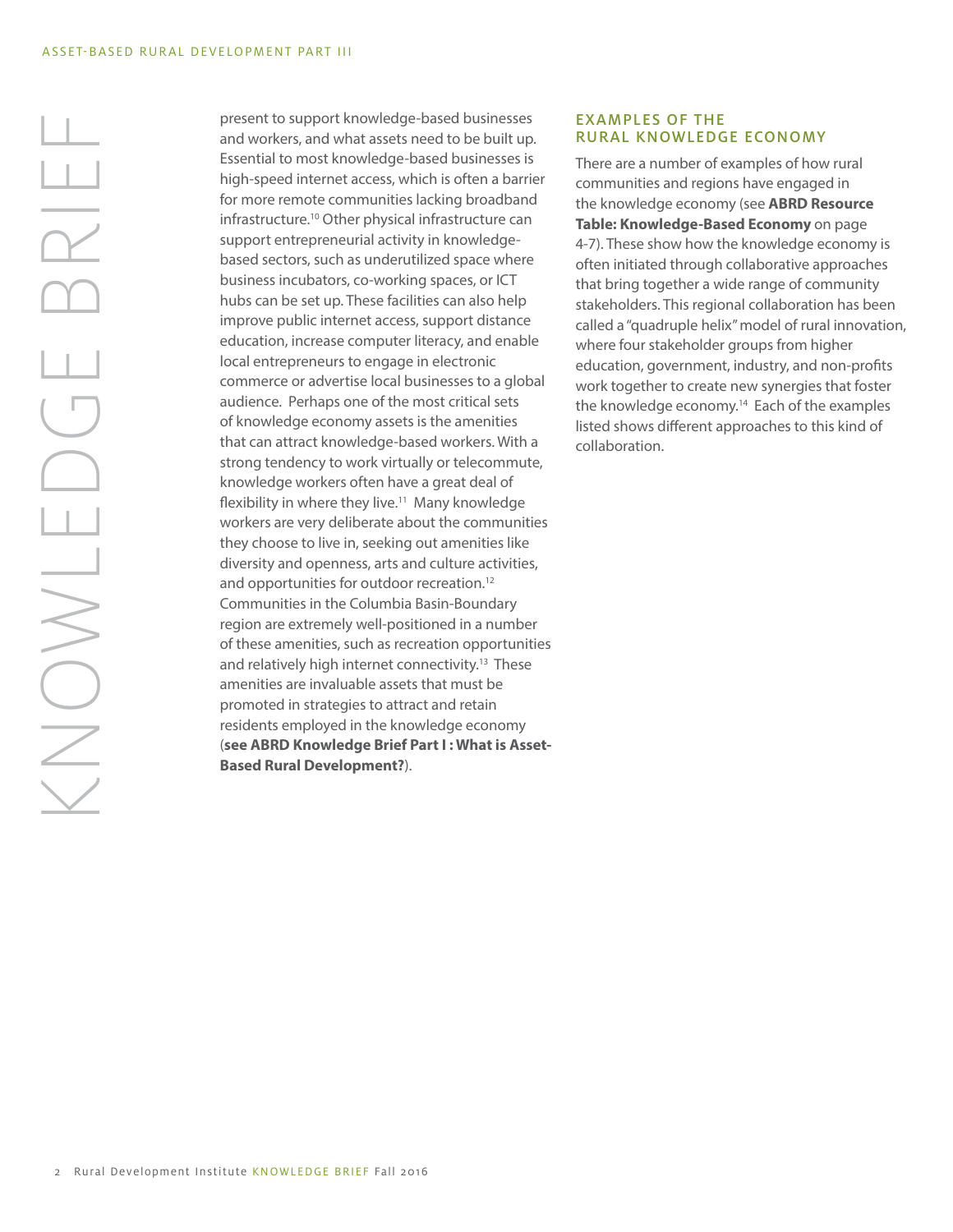present to support knowledge-based businesses and workers, and what assets need to be built up. Essential to most knowledge-based businesses is high-speed internet access, which is often a barrier for more remote communities lacking broadband infrastructure.[10] Other physical infrastructure can support entrepreneurial activity in knowledge-based sectors, such as underutilized space where business incubators, co-working spaces, or ICT hubs can be set up. These facilities can also help improve public internet access, support distance education, increase computer literacy, and enable local entrepreneurs to engage in electronic commerce or advertise local businesses to a global audience. Perhaps one of the most critical sets of knowledge economy assets is the amenities that can attract knowledge-based workers. With a strong tendency to work virtually or telecommute, knowledge workers often have a great deal of flexibility in where they live.[11] Many knowledge workers are very deliberate about the communities they choose to live in, seeking out amenities like diversity and openness, arts and culture activities, and opportunities for outdoor recreation.[12] Communities in the Columbia Basin-Boundary region are extremely well-positioned in a number of these amenities, such as recreation opportunities and relatively high internet connectivity.[13] These amenities are invaluable assets that must be promoted in strategies to attract and retain residents employed in the knowledge economy (**see ABRD Knowledge Brief Part I : What is Asset-Based Rural Development?**).

## EXAMPLES OF THE RURAL KNOWLEDGE ECONOMY

There are a number of examples of how rural communities and regions have engaged in the knowledge economy (see **ABRD Resource Table: Knowledge-Based Economy** on page 4-7). These show how the knowledge economy is often initiated through collaborative approaches that bring together a wide range of community stakeholders. This regional collaboration has been called a "quadruple helix" model of rural innovation, where four stakeholder groups from higher education, government, industry, and non-profits work together to create new synergies that foster the knowledge economy.[14] Each of the examples listed shows different approaches to this kind of collaboration.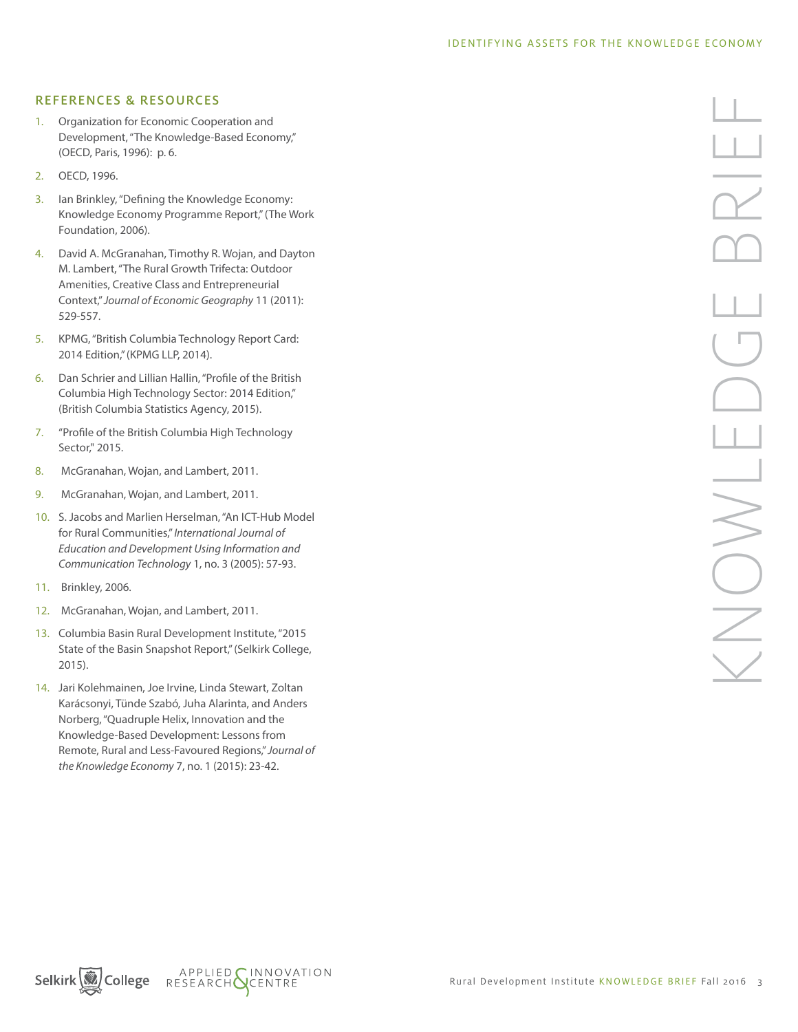## REFERENCES & RESOURCES

1. Organization for Economic Cooperation and Development, "The Knowledge-Based Economy," (OECD, Paris, 1996): p. 6.
2. OECD, 1996.
3. Ian Brinkley, "Defining the Knowledge Economy: Knowledge Economy Programme Report," (The Work Foundation, 2006).
4. David A. McGranahan, Timothy R. Wojan, and Dayton M. Lambert, "The Rural Growth Trifecta: Outdoor Amenities, Creative Class and Entrepreneurial Context," *Journal of Economic Geography* 11 (2011): 529-557.
5. KPMG, "British Columbia Technology Report Card: 2014 Edition," (KPMG LLP, 2014).
6. Dan Schrier and Lillian Hallin, "Profile of the British Columbia High Technology Sector: 2014 Edition," (British Columbia Statistics Agency, 2015).
7. "Profile of the British Columbia High Technology Sector," 2015.
8. McGranahan, Wojan, and Lambert, 2011.
9. McGranahan, Wojan, and Lambert, 2011.
10. S. Jacobs and Marlien Herselman, "An ICT-Hub Model for Rural Communities," *International Journal of Education and Development Using Information and Communication Technology* 1, no. 3 (2005): 57-93.
11. Brinkley, 2006.
12. McGranahan, Wojan, and Lambert, 2011.
13. Columbia Basin Rural Development Institute, "2015 State of the Basin Snapshot Report," (Selkirk College, 2015).
14. Jari Kolehmainen, Joe Irvine, Linda Stewart, Zoltan Karácsonyi, Tünde Szabó, Juha Alarinta, and Anders Norberg, "Quadruple Helix, Innovation and the Knowledge-Based Development: Lessons from Remote, Rural and Less-Favoured Regions," *Journal of the Knowledge Economy* 7, no. 1 (2015): 23-42.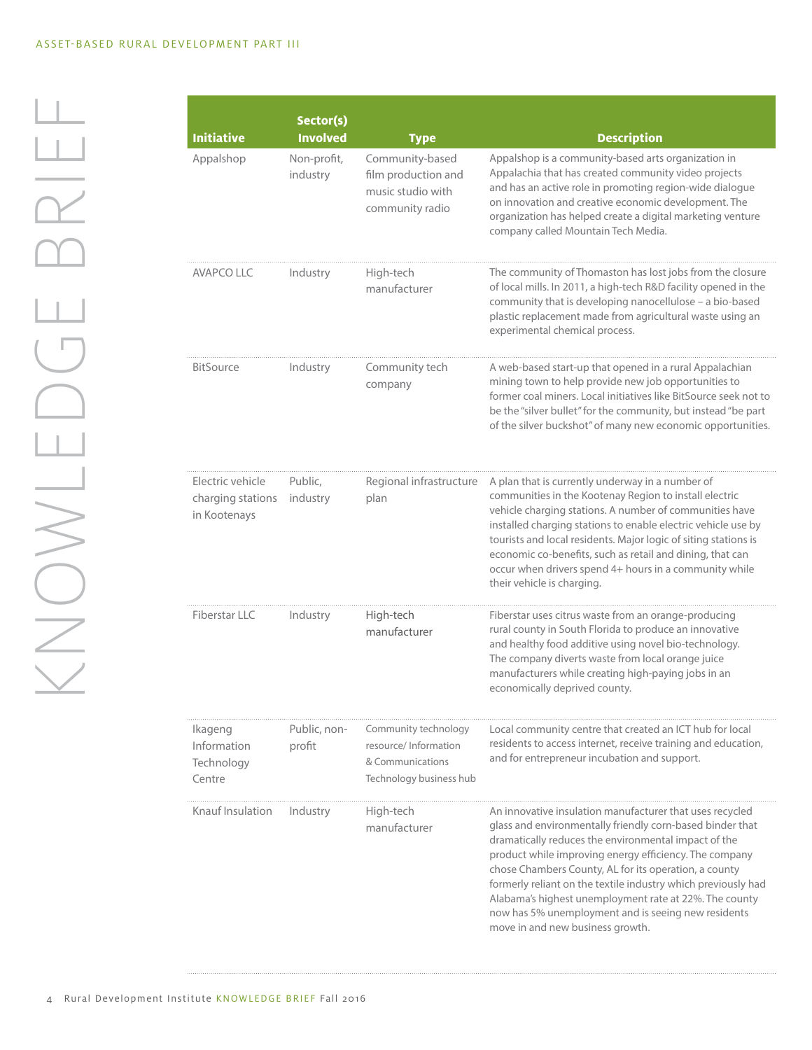| Initiative | Sector(s) Involved | Type | Description |
| --- | --- | --- | --- |
| Appalshop | Non-profit, industry | Community-based film production and music studio with community radio | Appalshop is a community-based arts organization in Appalachia that has created community video projects and has an active role in promoting region-wide dialogue on innovation and creative economic development. The organization has helped create a digital marketing venture company called Mountain Tech Media. |
| AVAPCO LLC | Industry | High-tech manufacturer | The community of Thomaston has lost jobs from the closure of local mills. In 2011, a high-tech R&D facility opened in the community that is developing nanocellulose – a bio-based plastic replacement made from agricultural waste using an experimental chemical process. |
| BitSource | Industry | Community tech company | A web-based start-up that opened in a rural Appalachian mining town to help provide new job opportunities to former coal miners. Local initiatives like BitSource seek not to be the "silver bullet" for the community, but instead "be part of the silver buckshot" of many new economic opportunities. |
| Electric vehicle charging stations in Kootenays | Public, industry | Regional infrastructure plan | A plan that is currently underway in a number of communities in the Kootenay Region to install electric vehicle charging stations. A number of communities have installed charging stations to enable electric vehicle use by tourists and local residents. Major logic of siting stations is economic co-benefits, such as retail and dining, that can occur when drivers spend 4+ hours in a community while their vehicle is charging. |
| Fiberstar LLC | Industry | High-tech manufacturer | Fiberstar uses citrus waste from an orange-producing rural county in South Florida to produce an innovative and healthy food additive using novel bio-technology. The company diverts waste from local orange juice manufacturers while creating high-paying jobs in an economically deprived county. |
| Ikageng Information Technology Centre | Public, non-profit | Community technology resource/ Information & Communications Technology business hub | Local community centre that created an ICT hub for local residents to access internet, receive training and education, and for entrepreneur incubation and support. |
| Knauf Insulation | Industry | High-tech manufacturer | An innovative insulation manufacturer that uses recycled glass and environmentally friendly corn-based binder that dramatically reduces the environmental impact of the product while improving energy efficiency. The company chose Chambers County, AL for its operation, a county formerly reliant on the textile industry which previously had Alabama's highest unemployment rate at 22%. The county now has 5% unemployment and is seeing new residents move in and new business growth. |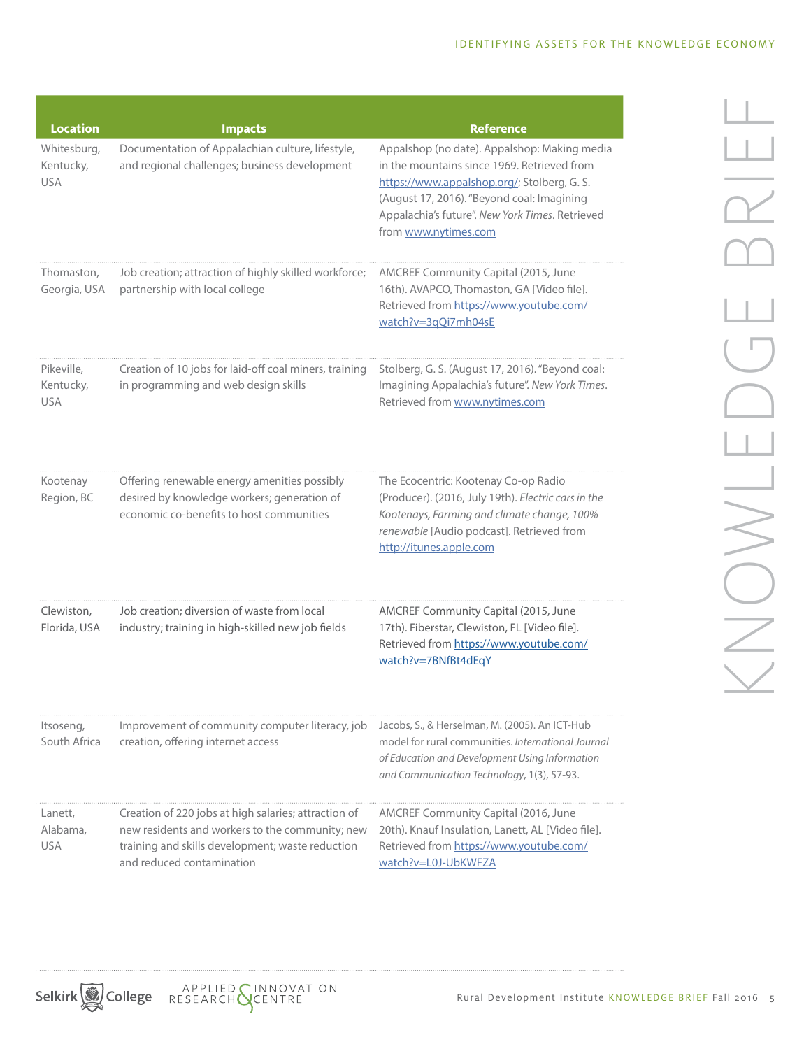| Location | Impacts | Reference |
|---|---|---|
| Whitesburg, Kentucky, USA | Documentation of Appalachian culture, lifestyle, and regional challenges; business development | Appalshop (no date). Appalshop: Making media in the mountains since 1969. Retrieved from https://www.appalshop.org/; Stolberg, G. S. (August 17, 2016). "Beyond coal: Imagining Appalachia's future". *New York Times*. Retrieved from www.nytimes.com |
| Thomaston, Georgia, USA | Job creation; attraction of highly skilled workforce; partnership with local college | AMCREF Community Capital (2015, June 16th). AVAPCO, Thomaston, GA [Video file]. Retrieved from https://www.youtube.com/watch?v=3qQi7mh04sE |
| Pikeville, Kentucky, USA | Creation of 10 jobs for laid-off coal miners, training in programming and web design skills | Stolberg, G. S. (August 17, 2016). "Beyond coal: Imagining Appalachia's future". *New York Times*. Retrieved from www.nytimes.com |
| Kootenay Region, BC | Offering renewable energy amenities possibly desired by knowledge workers; generation of economic co-benefits to host communities | The Ecocentric: Kootenay Co-op Radio (Producer). (2016, July 19th). *Electric cars in the Kootenays, Farming and climate change, 100% renewable* [Audio podcast]. Retrieved from http://itunes.apple.com |
| Clewiston, Florida, USA | Job creation; diversion of waste from local industry; training in high-skilled new job fields | AMCREF Community Capital (2015, June 17th). Fiberstar, Clewiston, FL [Video file]. Retrieved from https://www.youtube.com/watch?v=7BNfBt4dEqY |
| Itsoseng, South Africa | Improvement of community computer literacy, job creation, offering internet access | Jacobs, S., & Herselman, M. (2005). An ICT-Hub model for rural communities. *International Journal of Education and Development Using Information and Communication Technology*, 1(3), 57-93. |
| Lanett, Alabama, USA | Creation of 220 jobs at high salaries; attraction of new residents and workers to the community; new training and skills development; waste reduction and reduced contamination | AMCREF Community Capital (2016, June 20th). Knauf Insulation, Lanett, AL [Video file]. Retrieved from https://www.youtube.com/watch?v=L0J-UbKWFZA |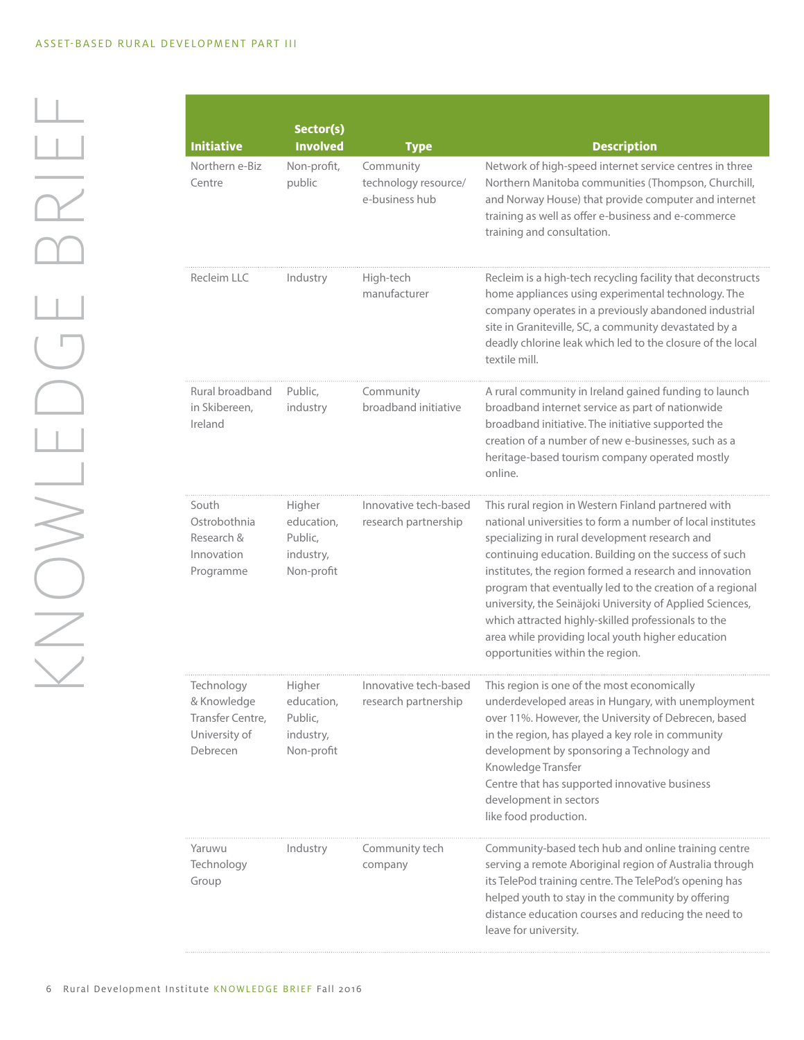| Initiative | Sector(s) Involved | Type | Description |
|---|---|---|---|
| Northern e-Biz Centre | Non-profit, public | Community technology resource/ e-business hub | Network of high-speed internet service centres in three Northern Manitoba communities (Thompson, Churchill, and Norway House) that provide computer and internet training as well as offer e-business and e-commerce training and consultation. |
| Recleim LLC | Industry | High-tech manufacturer | Recleim is a high-tech recycling facility that deconstructs home appliances using experimental technology. The company operates in a previously abandoned industrial site in Graniteville, SC, a community devastated by a deadly chlorine leak which led to the closure of the local textile mill. |
| Rural broadband in Skibereen, Ireland | Public, industry | Community broadband initiative | A rural community in Ireland gained funding to launch broadband internet service as part of nationwide broadband initiative. The initiative supported the creation of a number of new e-businesses, such as a heritage-based tourism company operated mostly online. |
| South Ostrobothnia Research & Innovation Programme | Higher education, Public, industry, Non-profit | Innovative tech-based research partnership | This rural region in Western Finland partnered with national universities to form a number of local institutes specializing in rural development research and continuing education. Building on the success of such institutes, the region formed a research and innovation program that eventually led to the creation of a regional university, the Seinäjoki University of Applied Sciences, which attracted highly-skilled professionals to the area while providing local youth higher education opportunities within the region. |
| Technology & Knowledge Transfer Centre, University of Debrecen | Higher education, Public, industry, Non-profit | Innovative tech-based research partnership | This region is one of the most economically underdeveloped areas in Hungary, with unemployment over 11%. However, the University of Debrecen, based in the region, has played a key role in community development by sponsoring a Technology and Knowledge Transfer Centre that has supported innovative business development in sectors like food production. |
| Yaruwu Technology Group | Industry | Community tech company | Community-based tech hub and online training centre serving a remote Aboriginal region of Australia through its TelePod training centre. The TelePod's opening has helped youth to stay in the community by offering distance education courses and reducing the need to leave for university. |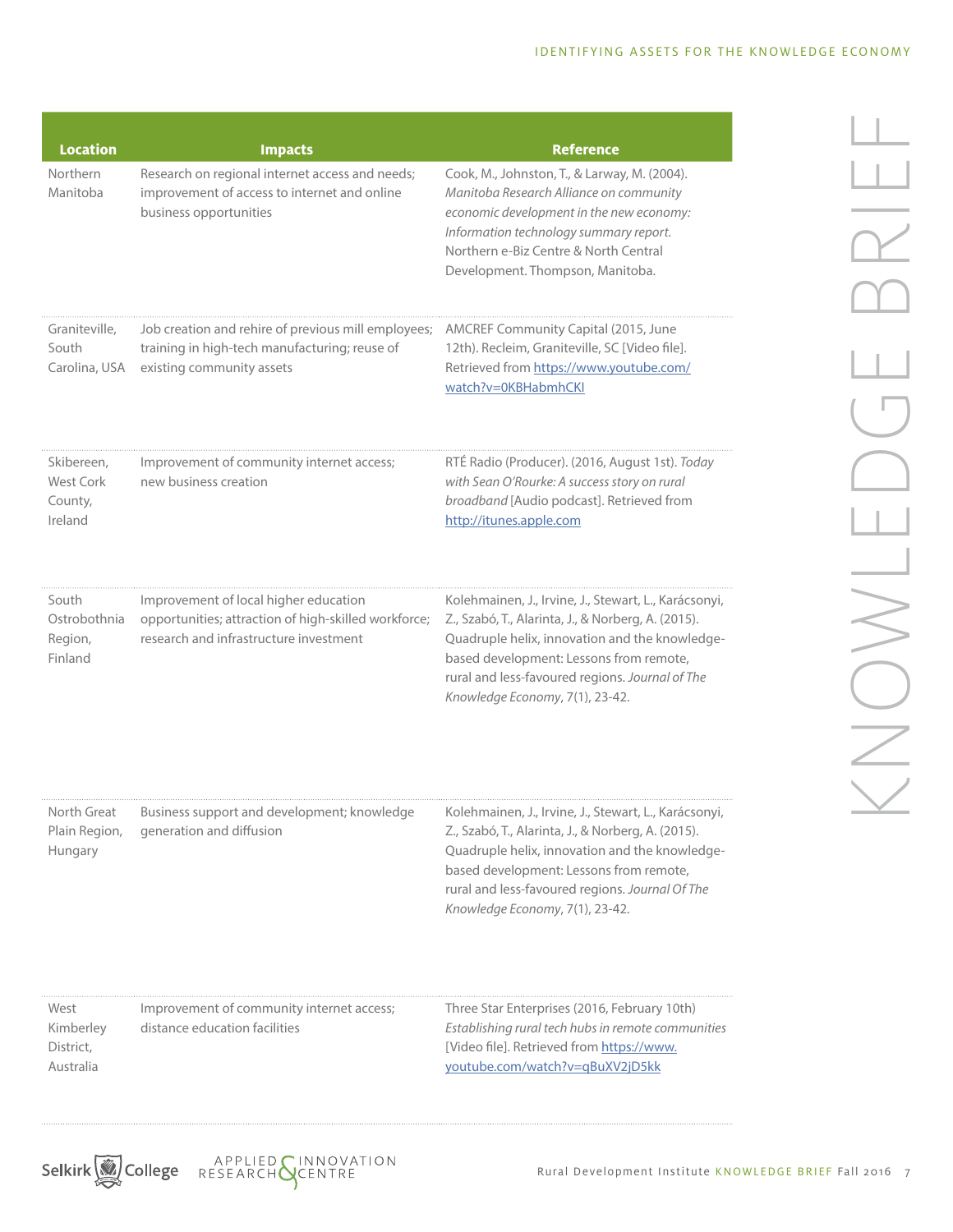| Location | Impacts | Reference |
|---|---|---|
| Northern Manitoba | Research on regional internet access and needs; improvement of access to internet and online business opportunities | Cook, M., Johnston, T., & Larway, M. (2004). *Manitoba Research Alliance on community economic development in the new economy: Information technology summary report.* Northern e-Biz Centre & North Central Development. Thompson, Manitoba. |
| Graniteville, South Carolina, USA | Job creation and rehire of previous mill employees; training in high-tech manufacturing; reuse of existing community assets | AMCREF Community Capital (2015, June 12th). Recleim, Graniteville, SC [Video file]. Retrieved from https://www.youtube.com/watch?v=0KBHabmhCKI |
| Skibereen, West Cork County, Ireland | Improvement of community internet access; new business creation | RTÉ Radio (Producer). (2016, August 1st). *Today with Sean O'Rourke: A success story on rural broadband* [Audio podcast]. Retrieved from http://itunes.apple.com |
| South Ostrobothnia Region, Finland | Improvement of local higher education opportunities; attraction of high-skilled workforce; research and infrastructure investment | Kolehmainen, J., Irvine, J., Stewart, L., Karácsonyi, Z., Szabó, T., Alarinta, J., & Norberg, A. (2015). Quadruple helix, innovation and the knowledge-based development: Lessons from remote, rural and less-favoured regions. *Journal of The Knowledge Economy*, 7(1), 23-42. |
| North Great Plain Region, Hungary | Business support and development; knowledge generation and diffusion | Kolehmainen, J., Irvine, J., Stewart, L., Karácsonyi, Z., Szabó, T., Alarinta, J., & Norberg, A. (2015). Quadruple helix, innovation and the knowledge-based development: Lessons from remote, rural and less-favoured regions. *Journal Of The Knowledge Economy*, 7(1), 23-42. |
| West Kimberley District, Australia | Improvement of community internet access; distance education facilities | Three Star Enterprises (2016, February 10th) *Establishing rural tech hubs in remote communities* [Video file]. Retrieved from https://www.youtube.com/watch?v=qBuXV2jD5kk |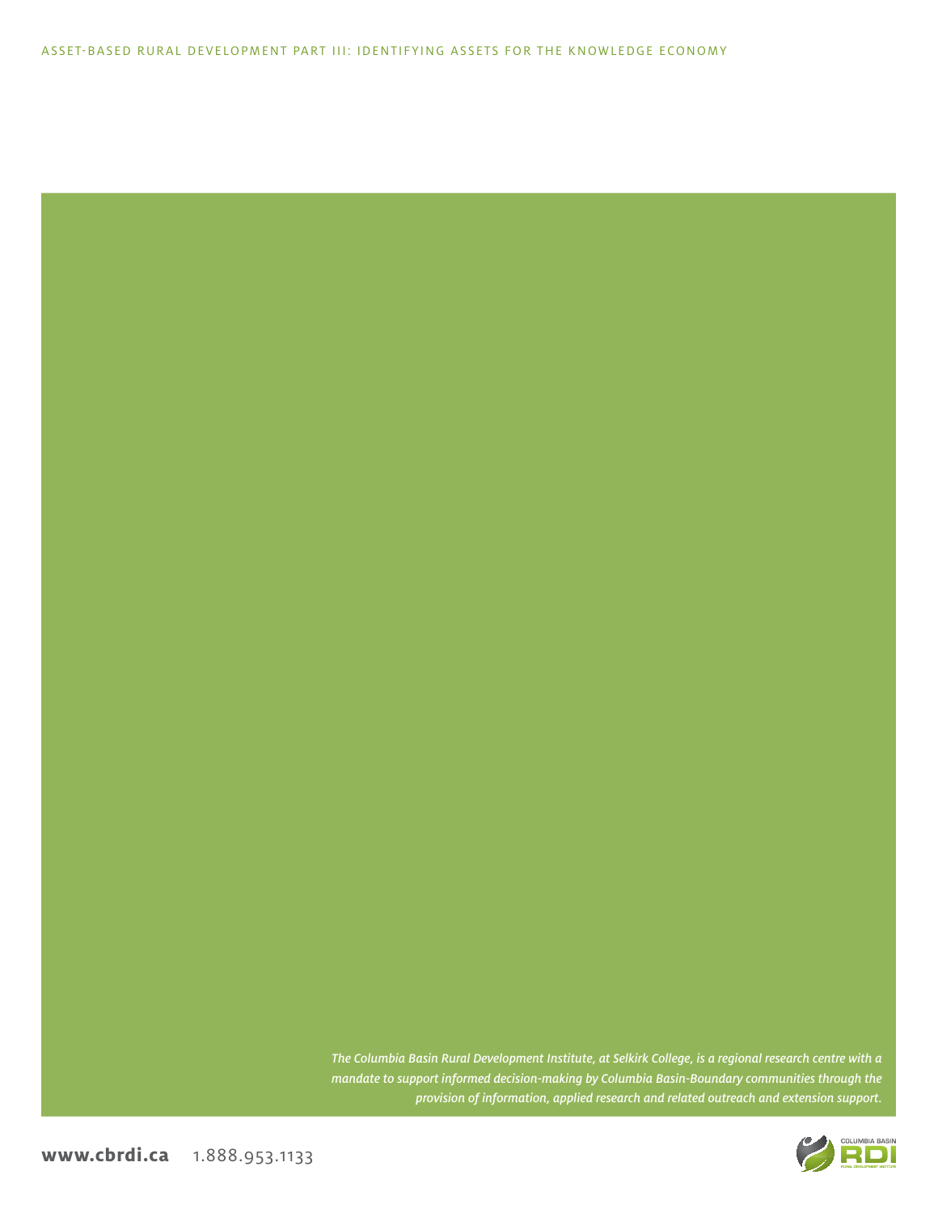*The Columbia Basin Rural Development Institute, at Selkirk College, is a regional research centre with a mandate to support informed decision-making by Columbia Basin-Boundary communities through the provision of information, applied research and related outreach and extension support.*

**www.cbrdi.ca** 1.888.953.1133